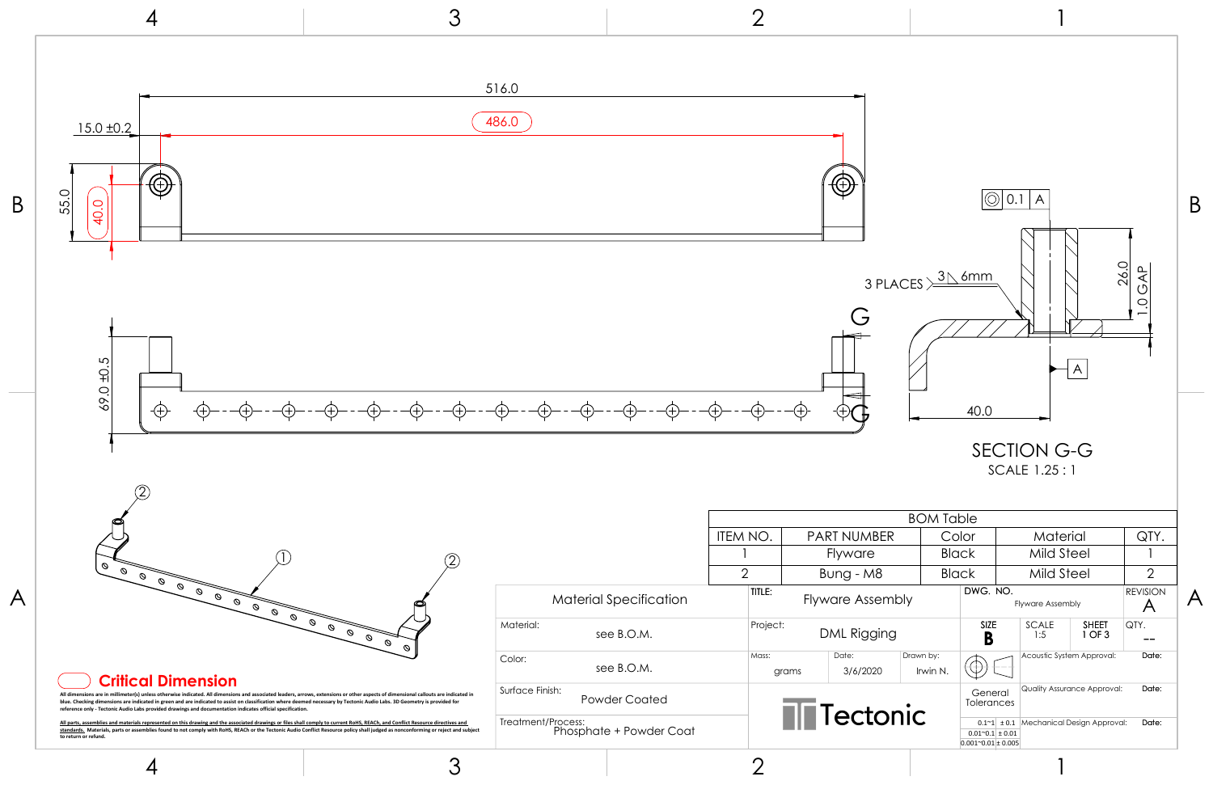516.0

486.0

15.0 ±0.2

55.0

40.0

69.0 ±0.5

G

G

3 PLACES 3 6mm

0.1 A

26.0

1.0 GAP

A

40.0

SECTION G-G
SCALE 1.25 : 1

1

2

2

Critical Dimension

All dimensions are in millimeter(s) unless otherwise indicated. All dimensions and associated leaders, arrows, extensions or other aspects of dimensional callouts are indicated in blue. Checking dimensions are indicated in green and are indicated to assist on classification where deemed necessary by Tectonic Audio Labs. 3D Geometry is provided for reference only - Tectonic Audio Labs provided drawings and documentation indicates official specification.

All parts, assemblies and materials represented on this drawing and the associated drawings or files shall comply to current RoHS, REACh, and Conflict Resource directives and standards. Materials, parts or assemblies found to not comply with RoHS, REACh or the Tectonic Audio Conflict Resource policy shall judged as nonconforming or reject and subject to return or refund.

BOM Table

| ITEM NO. | PART NUMBER | Color | Material | QTY. |
|---|---|---|---|---|
| 1 | Flyware | Black | Mild Steel | 1 |
| 2 | Bung - M8 | Black | Mild Steel | 2 |

| Material Specification | |
|---|---|
| Material: | see B.O.M. |
| Color: | see B.O.M. |
| Surface Finish: | Powder Coated |
| Treatment/Process: | Phosphate + Powder Coat |

TITLE: Flyware Assembly

Project: DML Rigging

Mass: grams

Date: 3/6/2020

Drawn by: Irwin N.

Tectonic

DWG. NO. Flyware Assembly

REVISION A

SIZE B

SCALE 1:5

SHEET 1 OF 3

QTY. --

General Tolerances

| | |
|---|---|
| 0.1~1 | ± 0.1 |
| 0.01~0.1 | ± 0.01 |
| 0.001~0.01 | ± 0.005 |

Acoustic System Approval: Date:

Quality Assurance Approval: Date:

Mechanical Design Approval: Date: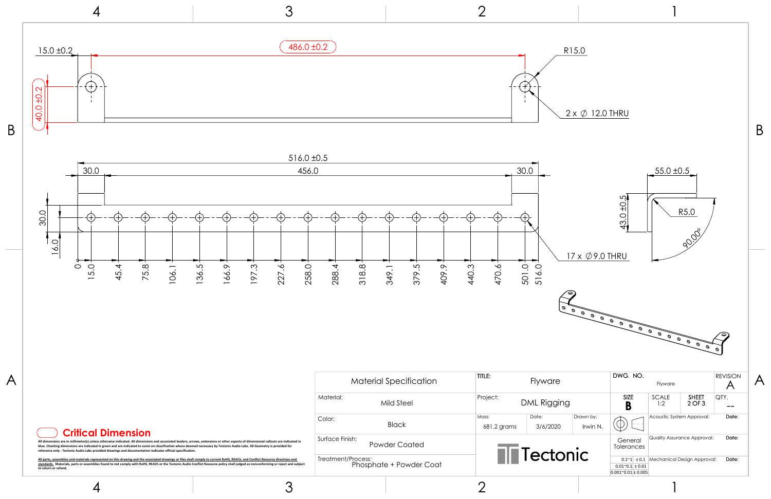15.0 ±0.2

486.0 ±0.2

R15.0

40.0 ±0.2

2 x ∅ 12.0 THRU

516.0 ±0.5

30.0

456.0

30.0

55.0 ±0.5

43.0 ±0.5

R5.0

90.00°

30.0

16.0

17 x ∅9.0 THRU

0

15.0

45.4

75.8

106.1

136.5

166.9

197.3

227.6

258.0

288.4

318.8

349.1

379.5

409.9

440.3

470.6

501.0

516.0

**Critical Dimension**

All dimensions are in millimeter(s) unless otherwise indicated. All dimensions and associated leaders, arrows, extensions or other aspects of dimensional callouts are indicated in blue. Checking dimensions are indicated in green and are indicated to assist on classification where deemed necessary by Tectonic Audio Labs. 3D Geometry is provided for reference only - Tectonic Audio Labs provided drawings and documentation indicates official specification.

All parts, assemblies and materials represented on this drawing and the associated drawings or files shall comply to current RoHS, REACh, and Conflict Resource directives and standards. Materials, parts or assemblies found to not comply with RoHS, REACh or the Tectonic Audio Conflict Resource policy shall judged as nonconforming or reject and subject to return or refund.

| Material Specification | |
|---|---|
| Material: | Mild Steel |
| Color: | Black |
| Surface Finish: | Powder Coated |
| Treatment/Process: | Phosphate + Powder Coat |

| | | | | | | | |
|---|---|---|---|---|---|---|---|
| TITLE: Flyware | | | DWG. NO. Flyware | | | REVISION A |
| Project: DML Rigging | | | SIZE B | SCALE 1:2 | SHEET 2 OF 3 | QTY. -- |
| Mass: 681.2 grams | Date: 3/6/2020 | Drawn by: Irwin N. | | Acoustic System Approval: | | Date: |
| Tectonic | | | General Tolerances | Quality Assurance Approval: | | Date: |
| | | | 0.1~1 ± 0.1; 0.01~0.1 ± 0.01; 0.001~0.01 ± 0.005 | Mechanical Design Approval: | | Date: |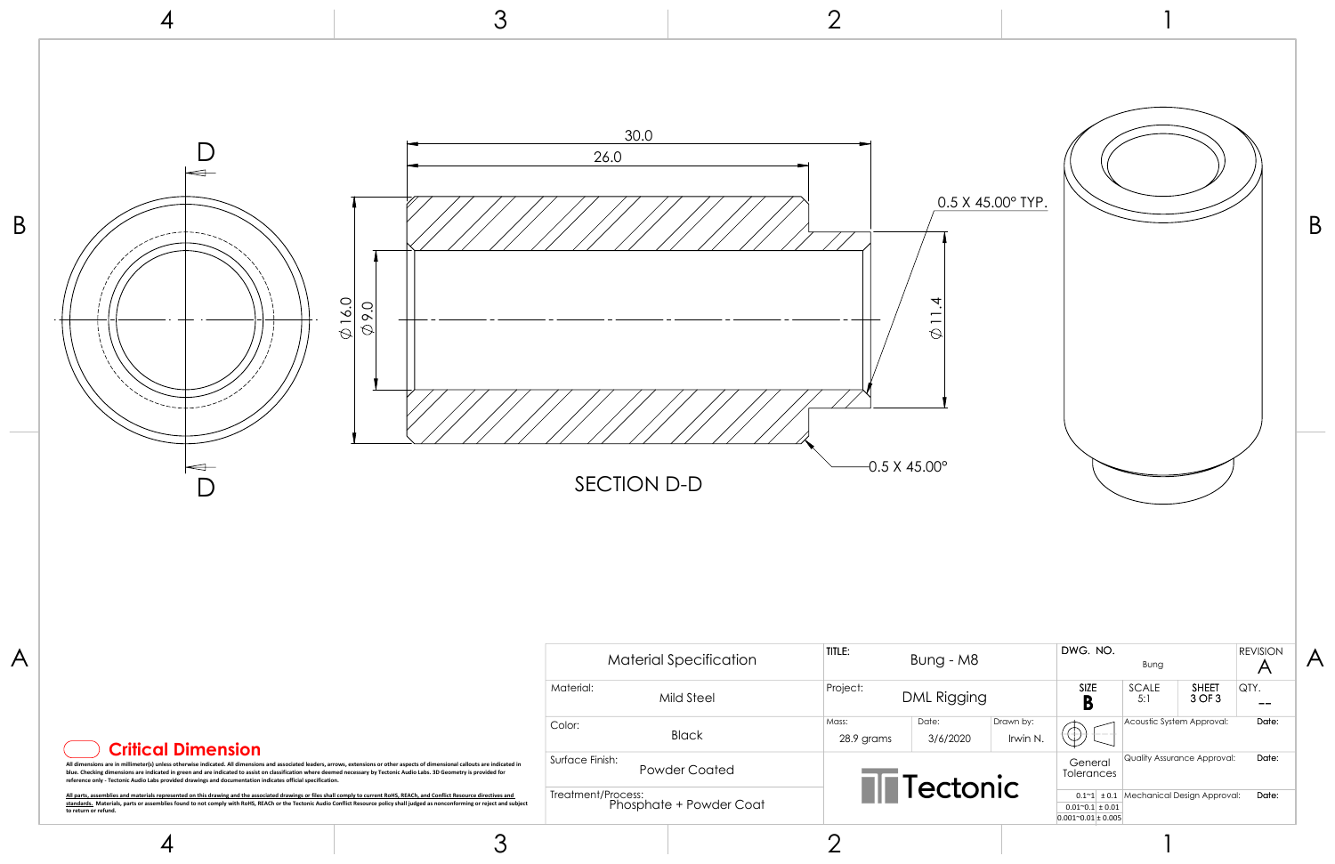SECTION D-D

30.0

26.0

0.5 X 45.00° TYP.

0.5 X 45.00°

$\varnothing$16.0

$\varnothing$9.0

$\varnothing$11.4

D

D

**Critical Dimension**

All dimensions are in millimeter(s) unless otherwise indicated. All dimensions and associated leaders, arrows, extensions or other aspects of dimensional callouts are indicated in blue. Checking dimensions are indicated in green and are indicated to assist on classification where deemed necessary by Tectonic Audio Labs. 3D Geometry is provided for reference only - Tectonic Audio Labs provided drawings and documentation indicates official specification.

All parts, assemblies and materials represented on this drawing and the associated drawings or files shall comply to current RoHS, REACh, and Conflict Resource directives and standards. Materials, parts or assemblies found to not comply with RoHS, REACh or the Tectonic Audio Conflict Resource policy shall judged as nonconforming or reject and subject to return or refund.

| | |
|---|---|
| Material Specification | |
| Material: | Mild Steel |
| Color: | Black |
| Surface Finish: | Powder Coated |
| Treatment/Process: | Phosphate + Powder Coat |

| | | |
|---|---|---|
| TITLE: | Bung - M8 | |
| Project: | DML Rigging | |
| Mass: 28.9 grams | Date: 3/6/2020 | Drawn by: Irwin N. |
| Tectonic | | |

| | | | |
|---|---|---|---|
| DWG. NO. | Bung | | REVISION A |
| SIZE B | SCALE 5:1 | SHEET 3 OF 3 | QTY. -- |
| | Acoustic System Approval: | | Date: |
| General Tolerances | Quality Assurance Approval: | | Date: |
| 0.1~1 ± 0.1; 0.01~0.1 ± 0.01; 0.001~0.01 ± 0.005 | Mechanical Design Approval: | | Date: |